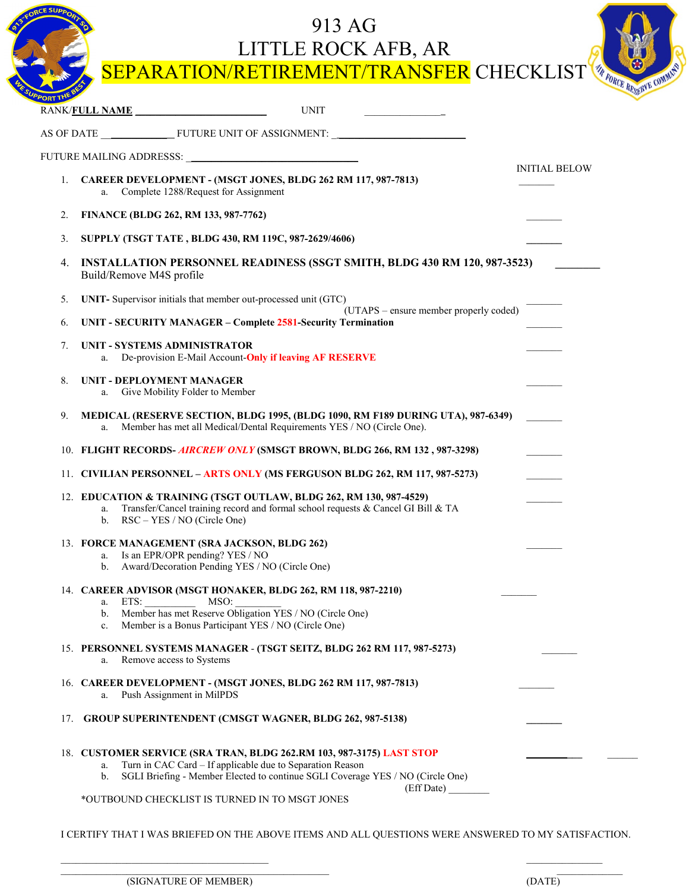# 913 AG
# LITTLE ROCK AFB, AR
# SEPARATION/RETIREMENT/TRANSFER CHECKLIST

RANK/**FULL NAME** ________________________ UNIT _______________

AS OF DATE ____________ FUTURE UNIT OF ASSIGNMENT: ________________________

FUTURE MAILING ADDRESSS: ________________________________

INITIAL BELOW

1. **CAREER DEVELOPMENT - (MSGT JONES, BLDG 262 RM 117, 987-7813)** _______
   a. Complete 1288/Request for Assignment

2. **FINANCE (BLDG 262, RM 133, 987-7762)** _______

3. **SUPPLY (TSGT TATE , BLDG 430, RM 119C, 987-2629/4606)** _______

4. **INSTALLATION PERSONNEL READINESS (SSGT SMITH, BLDG 430 RM 120, 987-3523)** _________
   Build/Remove M4S profile

5. **UNIT-** Supervisor initials that member out-processed unit (GTC) _______
   (UTAPS – ensure member properly coded)

6. **UNIT - SECURITY MANAGER – Complete 2581-Security Termination** _______

7. **UNIT - SYSTEMS ADMINISTRATOR** _______
   a. De-provision E-Mail Account-**Only if leaving AF RESERVE**

8. **UNIT - DEPLOYMENT MANAGER** _______
   a. Give Mobility Folder to Member

9. **MEDICAL (RESERVE SECTION, BLDG 1995, (BLDG 1090, RM F189 DURING UTA), 987-6349)** _______
   a. Member has met all Medical/Dental Requirements YES / NO (Circle One).

10. **FLIGHT RECORDS- *AIRCREW ONLY* (SMSGT BROWN, BLDG 266, RM 132 , 987-3298)** _______

11. **CIVILIAN PERSONNEL – ARTS ONLY (MS FERGUSON BLDG 262, RM 117, 987-5273)** _______

12. **EDUCATION & TRAINING (TSGT OUTLAW, BLDG 262, RM 130, 987-4529)** _______
    a. Transfer/Cancel training record and formal school requests & Cancel GI Bill & TA
    b. RSC – YES / NO (Circle One)

13. **FORCE MANAGEMENT (SRA JACKSON, BLDG 262)** _______
    a. Is an EPR/OPR pending? YES / NO
    b. Award/Decoration Pending YES / NO (Circle One)

14. **CAREER ADVISOR (MSGT HONAKER, BLDG 262, RM 118, 987-2210)** _______
    a. ETS: __________ MSO: _________
    b. Member has met Reserve Obligation YES / NO (Circle One)
    c. Member is a Bonus Participant YES / NO (Circle One)

15. **PERSONNEL SYSTEMS MANAGER - (TSGT SEITZ, BLDG 262 RM 117, 987-5273)** _______
    a. Remove access to Systems

16. **CAREER DEVELOPMENT - (MSGT JONES, BLDG 262 RM 117, 987-7813)** _______
    a. Push Assignment in MilPDS

17. **GROUP SUPERINTENDENT (CMSGT WAGNER, BLDG 262, 987-5138)** _______

18. **CUSTOMER SERVICE (SRA TRAN, BLDG 262.RM 103, 987-3175) LAST STOP** __________ ______
    a. Turn in CAC Card – If applicable due to Separation Reason
    b. SGLI Briefing - Member Elected to continue SGLI Coverage YES / NO (Circle One)
    (Eff Date) ________

*OUTBOUND CHECKLIST IS TURNED IN TO MSGT JONES

I CERTIFY THAT I WAS BRIEFED ON THE ABOVE ITEMS AND ALL QUESTIONS WERE ANSWERED TO MY SATISFACTION.

________________________________________ _______________

(SIGNATURE OF MEMBER) (DATE)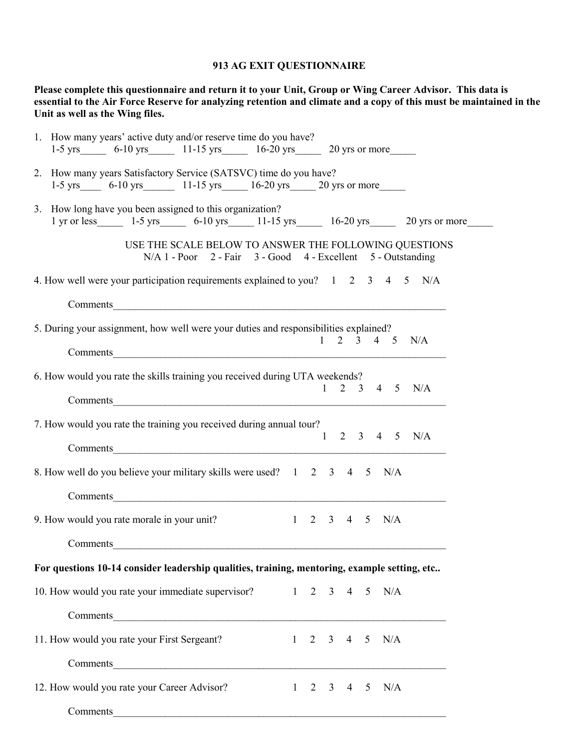# 913 AG EXIT QUESTIONNAIRE

**Please complete this questionnaire and return it to your Unit, Group or Wing Career Advisor. This data is essential to the Air Force Reserve for analyzing retention and climate and a copy of this must be maintained in the Unit as well as the Wing files.**

1. How many years' active duty and/or reserve time do you have?
   1-5 yrs_____ 6-10 yrs_____ 11-15 yrs_____ 16-20 yrs_____ 20 yrs or more_____

2. How many years Satisfactory Service (SATSVC) time do you have?
   1-5 yrs____ 6-10 yrs______ 11-15 yrs_____ 16-20 yrs_____ 20 yrs or more_____

3. How long have you been assigned to this organization?
   1 yr or less_____ 1-5 yrs_____ 6-10 yrs_____ 11-15 yrs_____ 16-20 yrs_____ 20 yrs or more_____

USE THE SCALE BELOW TO ANSWER THE FOLLOWING QUESTIONS
N/A 1 - Poor 2 - Fair 3 - Good 4 - Excellent 5 - Outstanding

4. How well were your participation requirements explained to you? 1 2 3 4 5 N/A

   Comments_______________________________________________________________

5. During your assignment, how well were your duties and responsibilities explained?
   1 2 3 4 5 N/A

   Comments_______________________________________________________________

6. How would you rate the skills training you received during UTA weekends?
   1 2 3 4 5 N/A

   Comments_______________________________________________________________

7. How would you rate the training you received during annual tour?
   1 2 3 4 5 N/A

   Comments_______________________________________________________________

8. How well do you believe your military skills were used? 1 2 3 4 5 N/A

   Comments_______________________________________________________________

9. How would you rate morale in your unit? 1 2 3 4 5 N/A

   Comments_______________________________________________________________

**For questions 10-14 consider leadership qualities, training, mentoring, example setting, etc..**

10. How would you rate your immediate supervisor? 1 2 3 4 5 N/A

    Comments_______________________________________________________________

11. How would you rate your First Sergeant? 1 2 3 4 5 N/A

    Comments_______________________________________________________________

12. How would you rate your Career Advisor? 1 2 3 4 5 N/A

    Comments_______________________________________________________________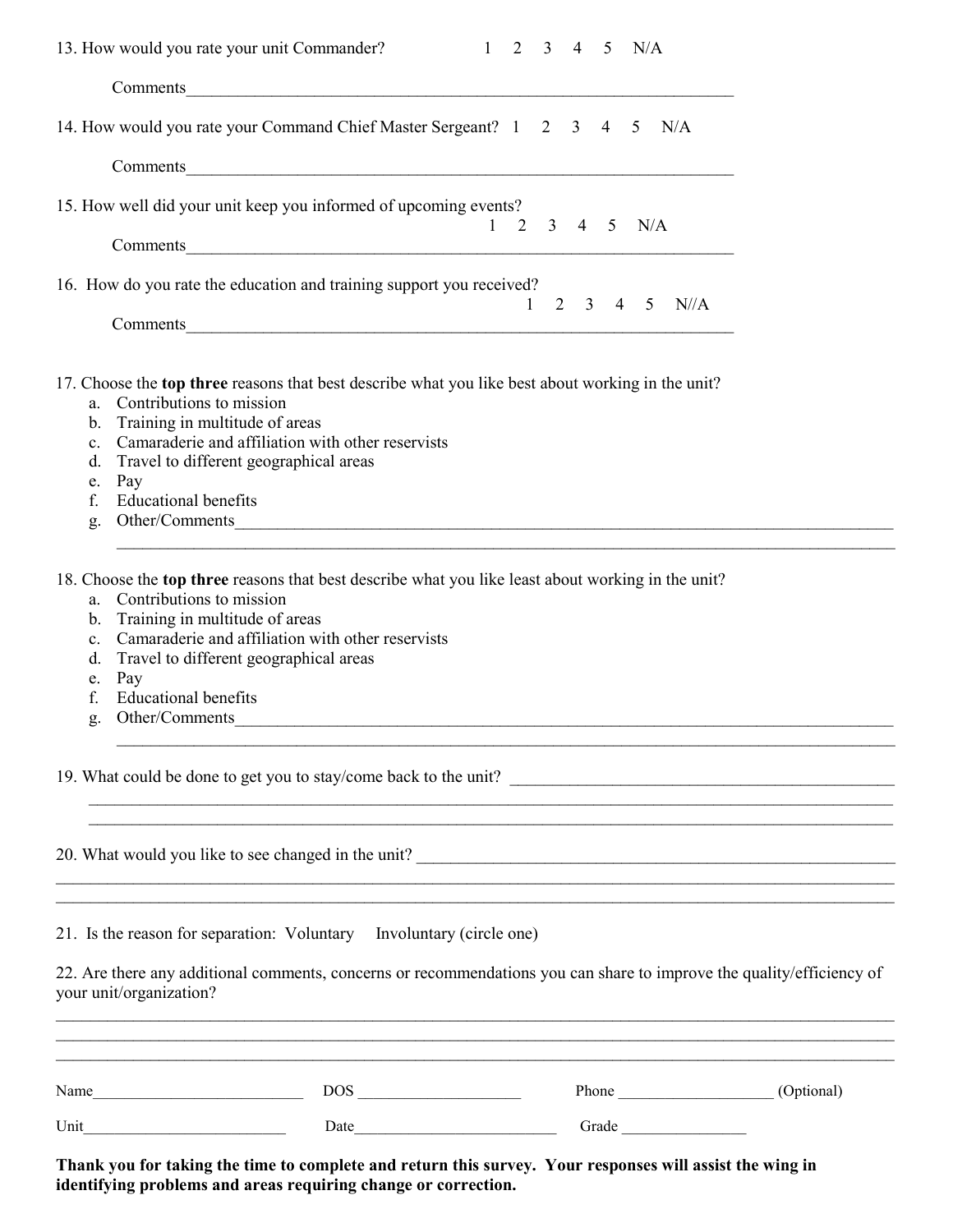13. How would you rate your unit Commander? 1 2 3 4 5 N/A

Comments_______________________________________________________________

14. How would you rate your Command Chief Master Sergeant? 1 2 3 4 5 N/A

Comments_______________________________________________________________

15. How well did your unit keep you informed of upcoming events?
1 2 3 4 5 N/A

Comments_______________________________________________________________

16. How do you rate the education and training support you received?
1 2 3 4 5 N//A

Comments_______________________________________________________________

17. Choose the **top three** reasons that best describe what you like best about working in the unit?

a. Contributions to mission
b. Training in multitude of areas
c. Camaraderie and affiliation with other reservists
d. Travel to different geographical areas
e. Pay
f. Educational benefits
g. Other/Comments_______________________________________________________________

_______________________________________________________________

18. Choose the **top three** reasons that best describe what you like least about working in the unit?

a. Contributions to mission
b. Training in multitude of areas
c. Camaraderie and affiliation with other reservists
d. Travel to different geographical areas
e. Pay
f. Educational benefits
g. Other/Comments_______________________________________________________________

_______________________________________________________________

19. What could be done to get you to stay/come back to the unit? _______________________________________________

_______________________________________________________________

_______________________________________________________________

20. What would you like to see changed in the unit? _______________________________________________

_______________________________________________________________

_______________________________________________________________

21. Is the reason for separation: Voluntary Involuntary (circle one)

22. Are there any additional comments, concerns or recommendations you can share to improve the quality/efficiency of your unit/organization?

_______________________________________________________________

_______________________________________________________________

_______________________________________________________________

Name__________________________ DOS _____________________ Phone ____________________ (Optional)

Unit__________________________ Date__________________________ Grade ________________

**Thank you for taking the time to complete and return this survey. Your responses will assist the wing in identifying problems and areas requiring change or correction.**